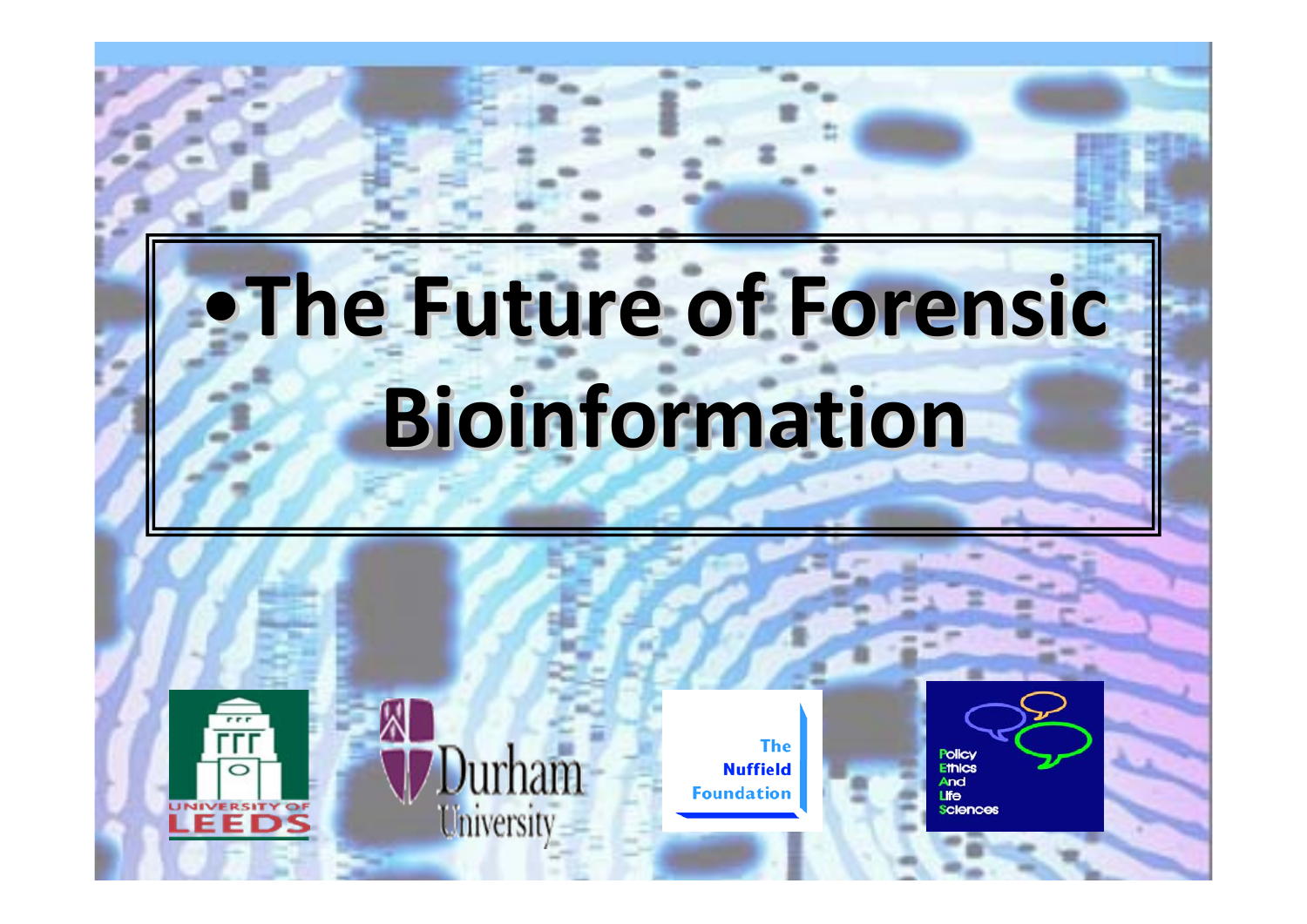# • The Future of Forensic Bioinformation

UNIVERSITY OF LEEDS

Durham University

The Nuffield Foundation

Policy Ethics And Life Sciences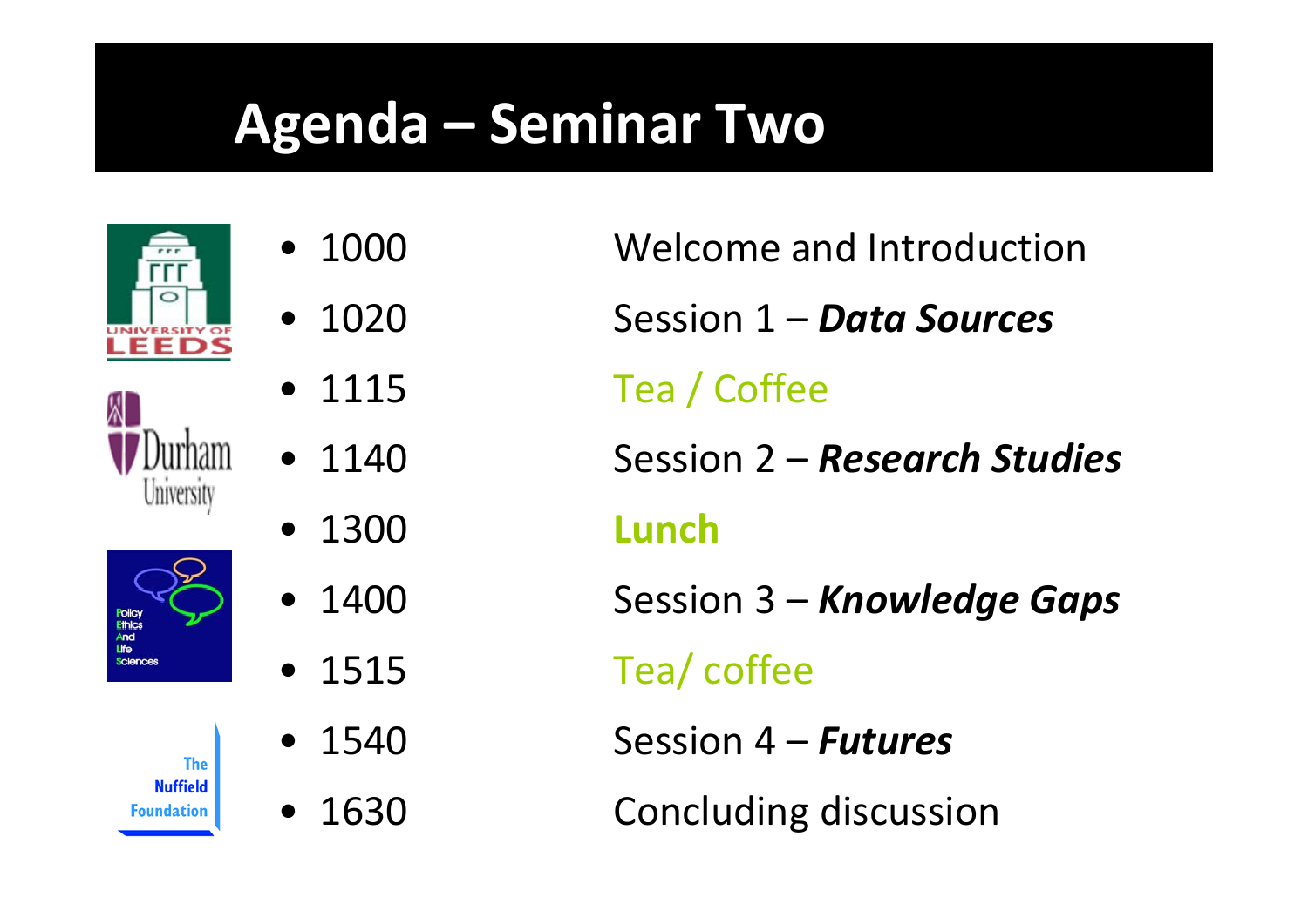# Agenda – Seminar Two

- 1000 Welcome and Introduction
- 1020 Session 1 – ***Data Sources***
- 1115 Tea / Coffee
- 1140 Session 2 – ***Research Studies***
- 1300 **Lunch**
- 1400 Session 3 – ***Knowledge Gaps***
- 1515 Tea/ coffee
- 1540 Session 4 – ***Futures***
- 1630 Concluding discussion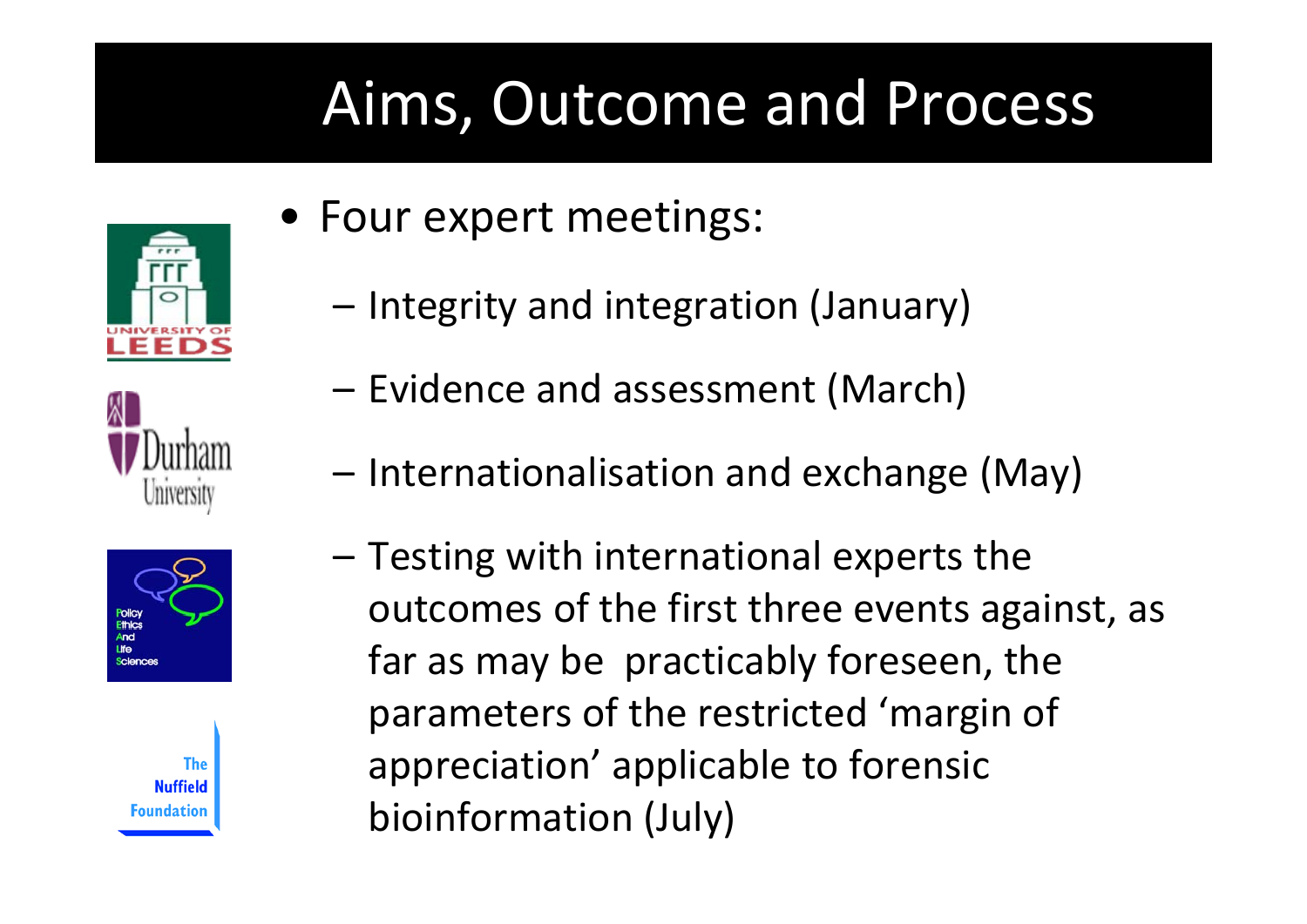# Aims, Outcome and Process

- Four expert meetings:
  - Integrity and integration (January)
  - Evidence and assessment (March)
  - Internationalisation and exchange (May)
  - Testing with international experts the outcomes of the first three events against, as far as may be practicably foreseen, the parameters of the restricted 'margin of appreciation' applicable to forensic bioinformation (July)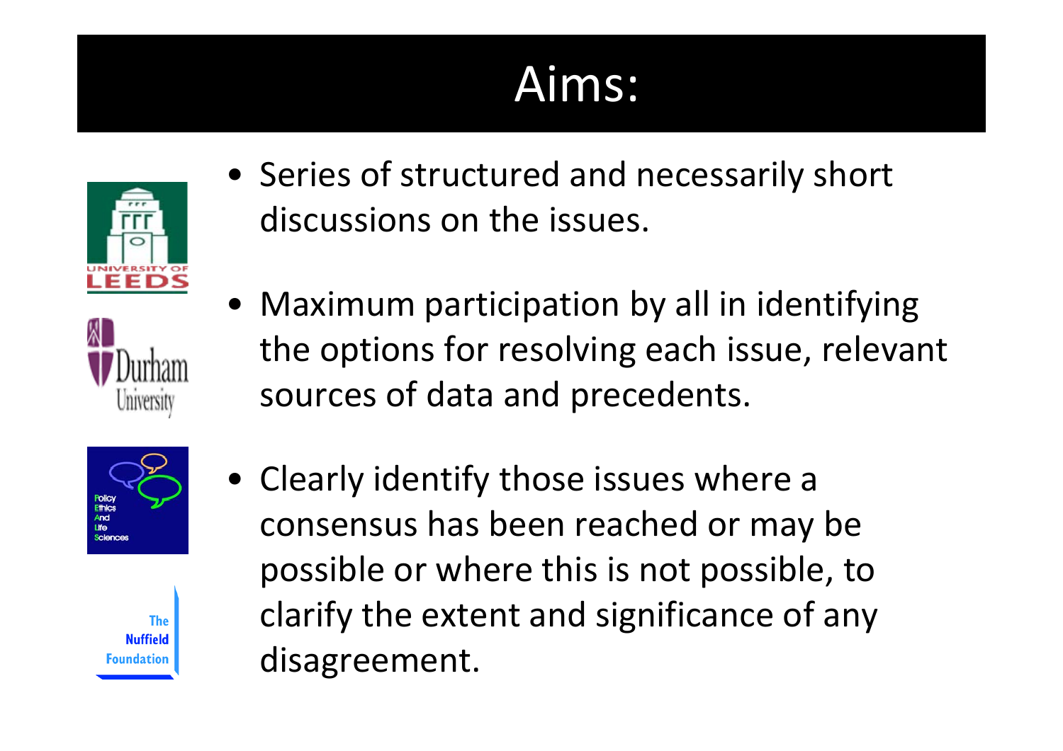# Aims:

- Series of structured and necessarily short discussions on the issues.
- Maximum participation by all in identifying the options for resolving each issue, relevant sources of data and precedents.
- Clearly identify those issues where a consensus has been reached or may be possible or where this is not possible, to clarify the extent and significance of any disagreement.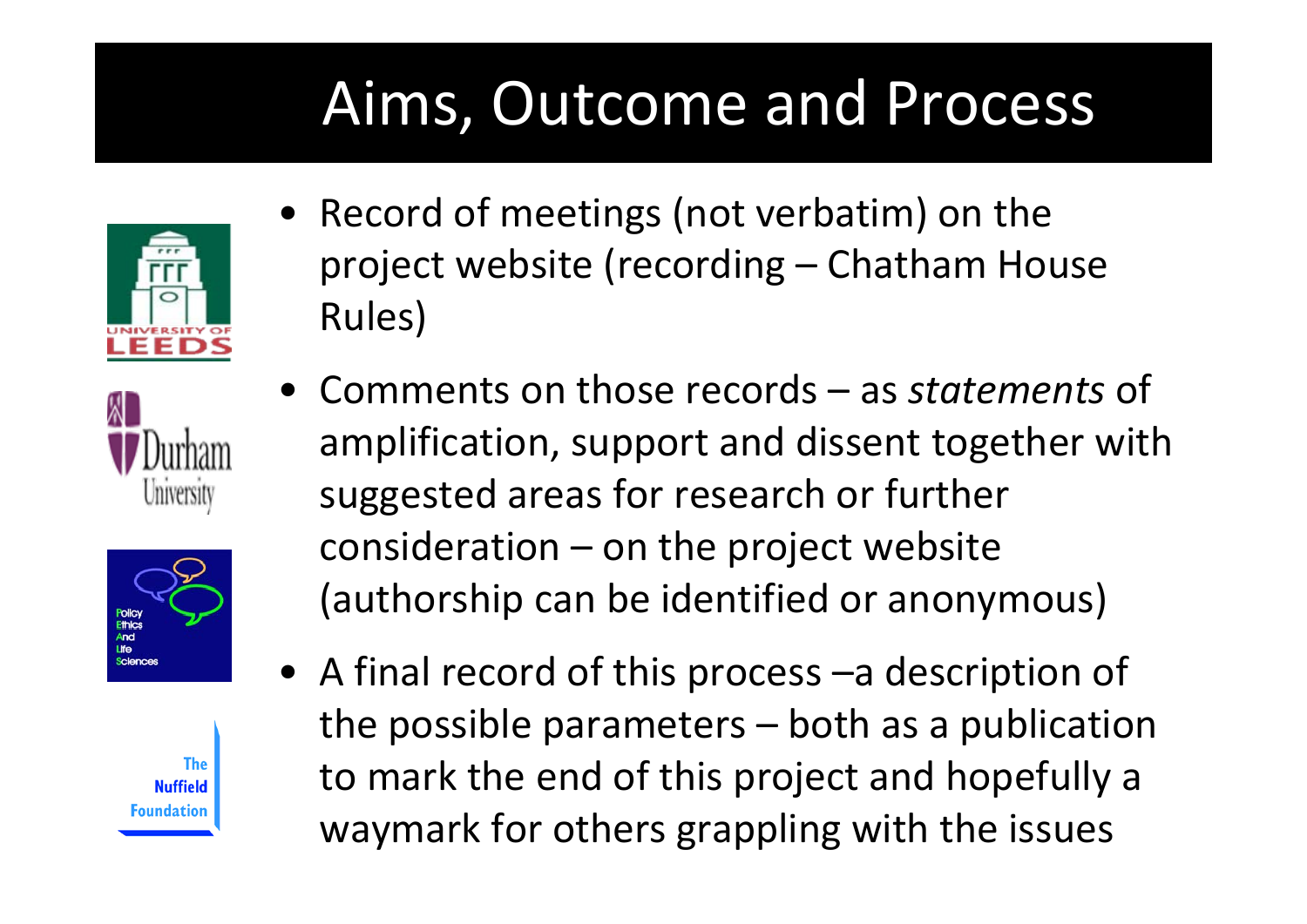# Aims, Outcome and Process

- Record of meetings (not verbatim) on the project website (recording – Chatham House Rules)
- Comments on those records – as *statements* of amplification, support and dissent together with suggested areas for research or further consideration – on the project website (authorship can be identified or anonymous)
- A final record of this process –a description of the possible parameters – both as a publication to mark the end of this project and hopefully a waymark for others grappling with the issues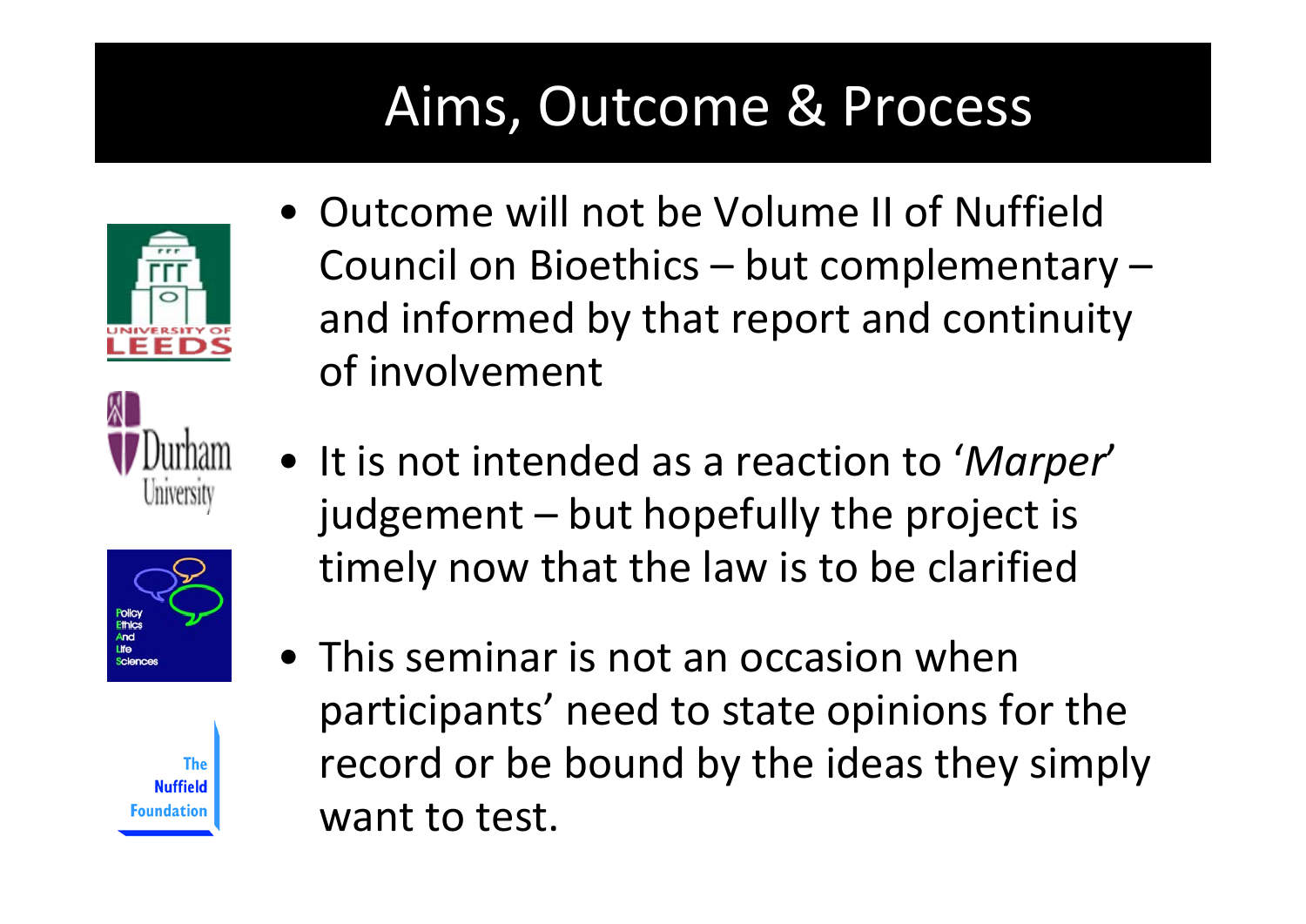# Aims, Outcome & Process

- Outcome will not be Volume II of Nuffield Council on Bioethics – but complementary – and informed by that report and continuity of involvement
- It is not intended as a reaction to '*Marper*' judgement – but hopefully the project is timely now that the law is to be clarified
- This seminar is not an occasion when participants' need to state opinions for the record or be bound by the ideas they simply want to test.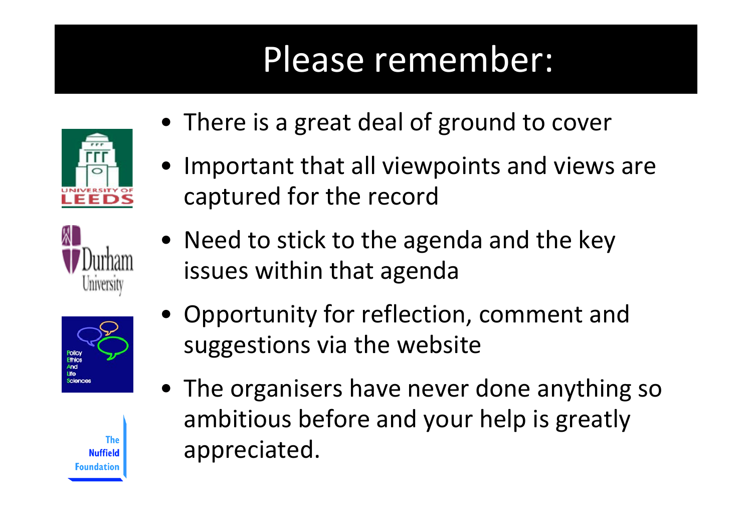# Please remember:

- There is a great deal of ground to cover
- Important that all viewpoints and views are captured for the record
- Need to stick to the agenda and the key issues within that agenda
- Opportunity for reflection, comment and suggestions via the website
- The organisers have never done anything so ambitious before and your help is greatly appreciated.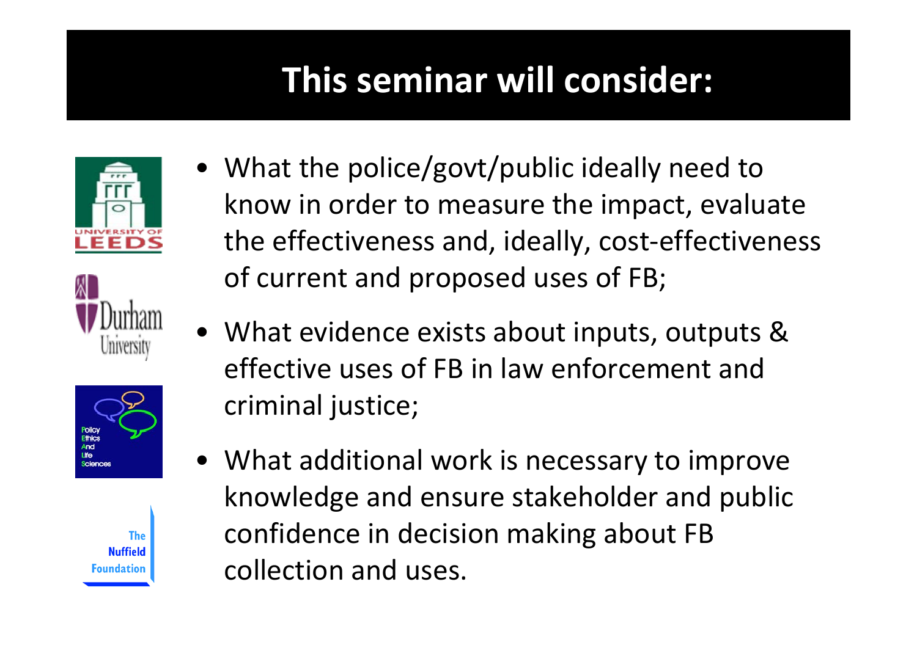# This seminar will consider:

- What the police/govt/public ideally need to know in order to measure the impact, evaluate the effectiveness and, ideally, cost-effectiveness of current and proposed uses of FB;
- What evidence exists about inputs, outputs & effective uses of FB in law enforcement and criminal justice;
- What additional work is necessary to improve knowledge and ensure stakeholder and public confidence in decision making about FB collection and uses.